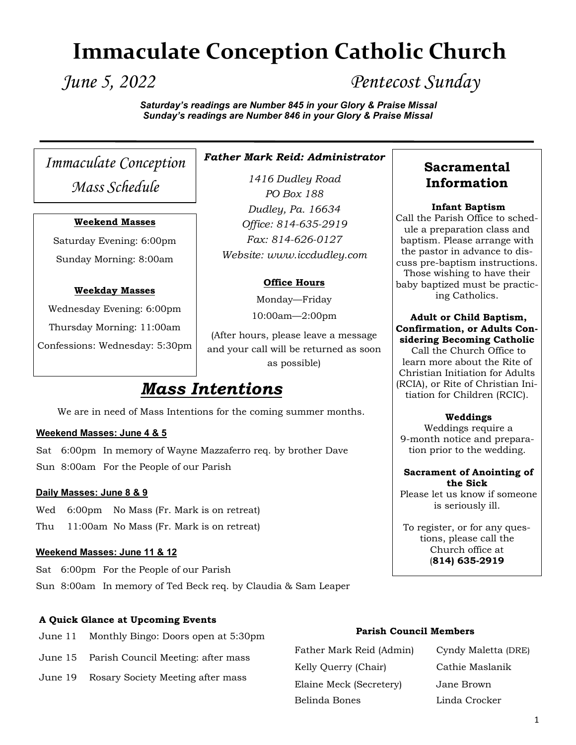# Immaculate Conception Catholic Church

*June 5, 2022* *Pentecost Sunday*

***Saturday's readings are Number 845 in your Glory & Praise Missal***
***Sunday's readings are Number 846 in your Glory & Praise Missal***

## *Immaculate Conception Mass Schedule*

**Weekend Masses**

Saturday Evening: 6:00pm

Sunday Morning: 8:00am

**Weekday Masses**

Wednesday Evening: 6:00pm

Thursday Morning: 11:00am

Confessions: Wednesday: 5:30pm

***Father Mark Reid: Administrator***

*1416 Dudley Road*
*PO Box 188*
*Dudley, Pa. 16634*
*Office: 814-635-2919*
*Fax: 814-626-0127*
*Website: www.iccdudley.com*

**Office Hours**

Monday—Friday

10:00am—2:00pm

(After hours, please leave a message and your call will be returned as soon as possible)

## Sacramental Information

**Infant Baptism**
Call the Parish Office to schedule a preparation class and baptism. Please arrange with the pastor in advance to discuss pre-baptism instructions. Those wishing to have their baby baptized must be practicing Catholics.

**Adult or Child Baptism, Confirmation, or Adults Considering Becoming Catholic**
Call the Church Office to learn more about the Rite of Christian Initiation for Adults (RCIA), or Rite of Christian Initiation for Children (RCIC).

**Weddings**
Weddings require a 9-month notice and preparation prior to the wedding.

**Sacrament of Anointing of the Sick**
Please let us know if someone is seriously ill.

To register, or for any questions, please call the Church office at (**814) 635-2919**

## *Mass Intentions*

We are in need of Mass Intentions for the coming summer months.

**Weekend Masses: June 4 & 5**

Sat 6:00pm In memory of Wayne Mazzaferro req. by brother Dave
Sun 8:00am For the People of our Parish

**Daily Masses: June 8 & 9**

Wed 6:00pm No Mass (Fr. Mark is on retreat)
Thu 11:00am No Mass (Fr. Mark is on retreat)

**Weekend Masses: June 11 & 12**

Sat 6:00pm For the People of our Parish
Sun 8:00am In memory of Ted Beck req. by Claudia & Sam Leaper

**A Quick Glance at Upcoming Events**

| | |
|---|---|
| June 11 | Monthly Bingo: Doors open at 5:30pm |
| June 15 | Parish Council Meeting: after mass |
| June 19 | Rosary Society Meeting after mass |

**Parish Council Members**

| | |
|---|---|
| Father Mark Reid (Admin) | Cyndy Maletta (DRE) |
| Kelly Querry (Chair) | Cathie Maslanik |
| Elaine Meck (Secretery) | Jane Brown |
| Belinda Bones | Linda Crocker |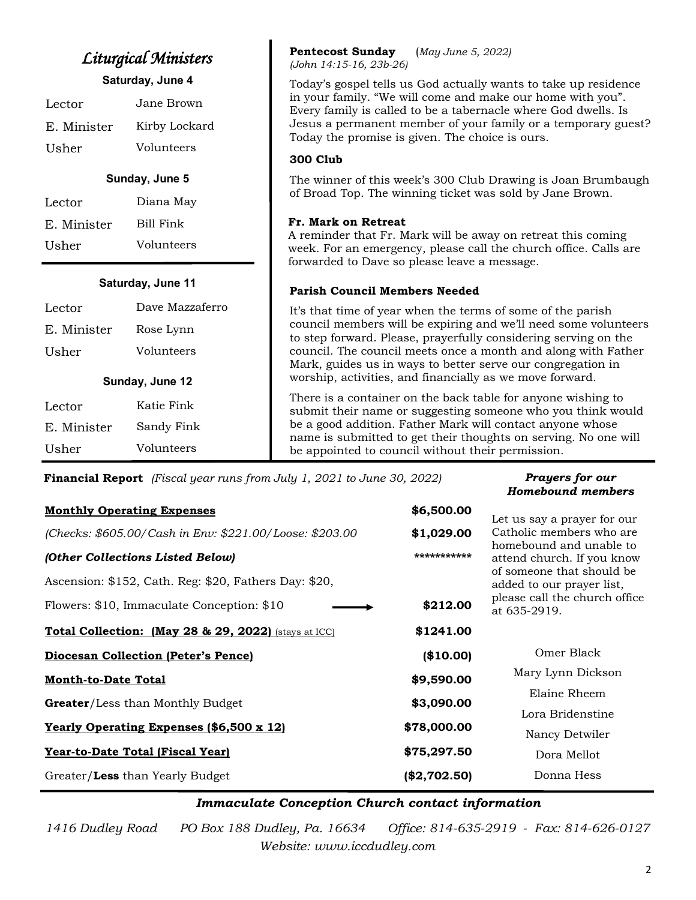## *Liturgical Ministers*

**Saturday, June 4**

| | |
|---|---|
| Lector | Jane Brown |
| E. Minister | Kirby Lockard |
| Usher | Volunteers |

**Sunday, June 5**

| | |
|---|---|
| Lector | Diana May |
| E. Minister | Bill Fink |
| Usher | Volunteers |

**Saturday, June 11**

| | |
|---|---|
| Lector | Dave Mazzaferro |
| E. Minister | Rose Lynn |
| Usher | Volunteers |

**Sunday, June 12**

| | |
|---|---|
| Lector | Katie Fink |
| E. Minister | Sandy Fink |
| Usher | Volunteers |

**Pentecost Sunday** (*May June 5, 2022*)
*(John 14:15-16, 23b-26)*

Today's gospel tells us God actually wants to take up residence in your family. "We will come and make our home with you". Every family is called to be a tabernacle where God dwells. Is Jesus a permanent member of your family or a temporary guest? Today the promise is given. The choice is ours.

**300 Club**

The winner of this week's 300 Club Drawing is Joan Brumbaugh of Broad Top. The winning ticket was sold by Jane Brown.

**Fr. Mark on Retreat**

A reminder that Fr. Mark will be away on retreat this coming week. For an emergency, please call the church office. Calls are forwarded to Dave so please leave a message.

**Parish Council Members Needed**

It's that time of year when the terms of some of the parish council members will be expiring and we'll need some volunteers to step forward. Please, prayerfully considering serving on the council. The council meets once a month and along with Father Mark, guides us in ways to better serve our congregation in worship, activities, and financially as we move forward.

There is a container on the back table for anyone wishing to submit their name or suggesting someone who you think would be a good addition. Father Mark will contact anyone whose name is submitted to get their thoughts on serving. No one will be appointed to council without their permission.

**Financial Report** *(Fiscal year runs from July 1, 2021 to June 30, 2022)*

| | |
|---|---|
| **Monthly Operating Expenses** | **$6,500.00** |
| *(Checks: $605.00/Cash in Env: $221.00/Loose: $203.00* | **$1,029.00** |
| ***(Other Collections Listed Below)*** | *********** |
| Ascension: $152, Cath. Reg: $20, Fathers Day: $20, | |
| Flowers: $10, Immaculate Conception: $10 → | **$212.00** |
| **Total Collection: (May 28 & 29, 2022)** (stays at ICC) | **$1241.00** |
| **Diocesan Collection (Peter's Pence)** | **($10.00)** |
| **Month-to-Date Total** | **$9,590.00** |
| **Greater**/Less than Monthly Budget | **$3,090.00** |
| **Yearly Operating Expenses ($6,500 x 12)** | **$78,000.00** |
| **Year-to-Date Total (Fiscal Year)** | **$75,297.50** |
| Greater/**Less** than Yearly Budget | **($2,702.50)** |

***Prayers for our Homebound members***

Let us say a prayer for our Catholic members who are homebound and unable to attend church. If you know of someone that should be added to our prayer list, please call the church office at 635-2919.

Omer Black
Mary Lynn Dickson
Elaine Rheem
Lora Bridenstine
Nancy Detwiler
Dora Mellot
Donna Hess

***Immaculate Conception Church contact information***

*1416 Dudley Road PO Box 188 Dudley, Pa. 16634 Office: 814-635-2919 - Fax: 814-626-0127*
*Website: www.iccdudley.com*